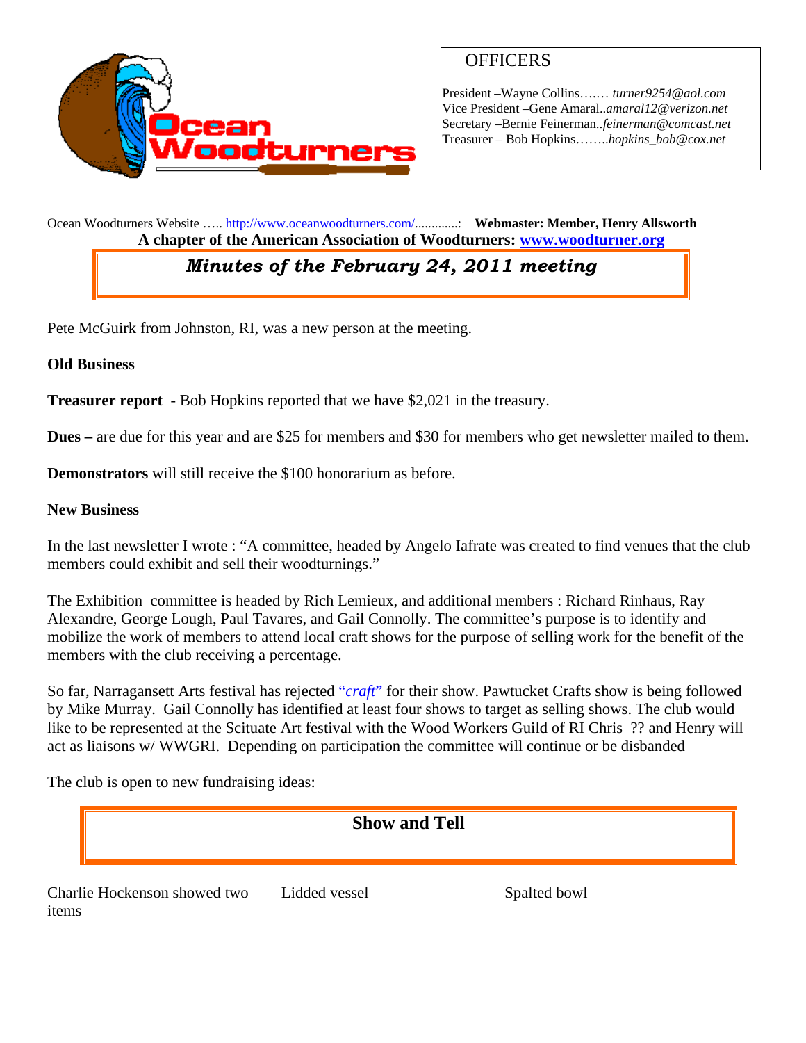Ocean Woodturners

## OFFICERS

President –Wayne Collins……. *turner9254@aol.com*
Vice President –Gene Amaral..*amaral12@verizon.net*
Secretary –Bernie Feinerman..*feinerman@comcast.net*
Treasurer – Bob Hopkins……..*hopkins_bob@cox.net*

Ocean Woodturners Website ….. http://www.oceanwoodturners.com/.............: **Webmaster: Member, Henry Allsworth**

**A chapter of the American Association of Woodturners: www.woodturner.org**

# *Minutes of the February 24, 2011 meeting*

Pete McGuirk from Johnston, RI, was a new person at the meeting.

**Old Business**

**Treasurer report** - Bob Hopkins reported that we have $2,021 in the treasury.

**Dues –** are due for this year and are $25 for members and $30 for members who get newsletter mailed to them.

**Demonstrators** will still receive the $100 honorarium as before.

**New Business**

In the last newsletter I wrote : "A committee, headed by Angelo Iafrate was created to find venues that the club members could exhibit and sell their woodturnings."

The Exhibition committee is headed by Rich Lemieux, and additional members : Richard Rinhaus, Ray Alexandre, George Lough, Paul Tavares, and Gail Connolly. The committee's purpose is to identify and mobilize the work of members to attend local craft shows for the purpose of selling work for the benefit of the members with the club receiving a percentage.

So far, Narragansett Arts festival has rejected "*craft*" for their show. Pawtucket Crafts show is being followed by Mike Murray. Gail Connolly has identified at least four shows to target as selling shows. The club would like to be represented at the Scituate Art festival with the Wood Workers Guild of RI Chris ?? and Henry will act as liaisons w/ WWGRI. Depending on participation the committee will continue or be disbanded

The club is open to new fundraising ideas:

## Show and Tell

| Charlie Hockenson showed two items | Lidded vessel | Spalted bowl |
|---|---|---|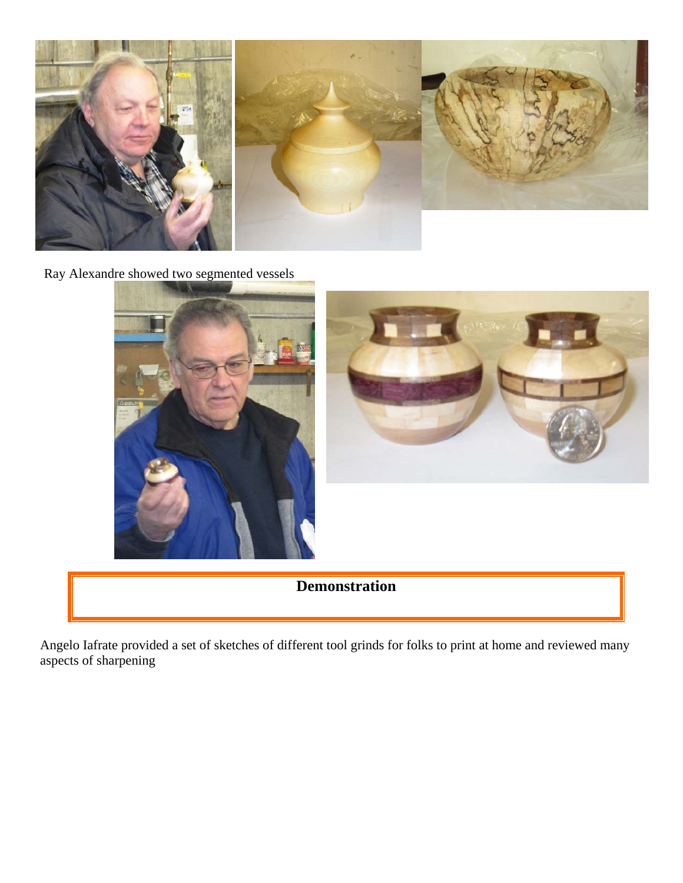Ray Alexandre showed two segmented vessels

## Demonstration

Angelo Iafrate provided a set of sketches of different tool grinds for folks to print at home and reviewed many aspects of sharpening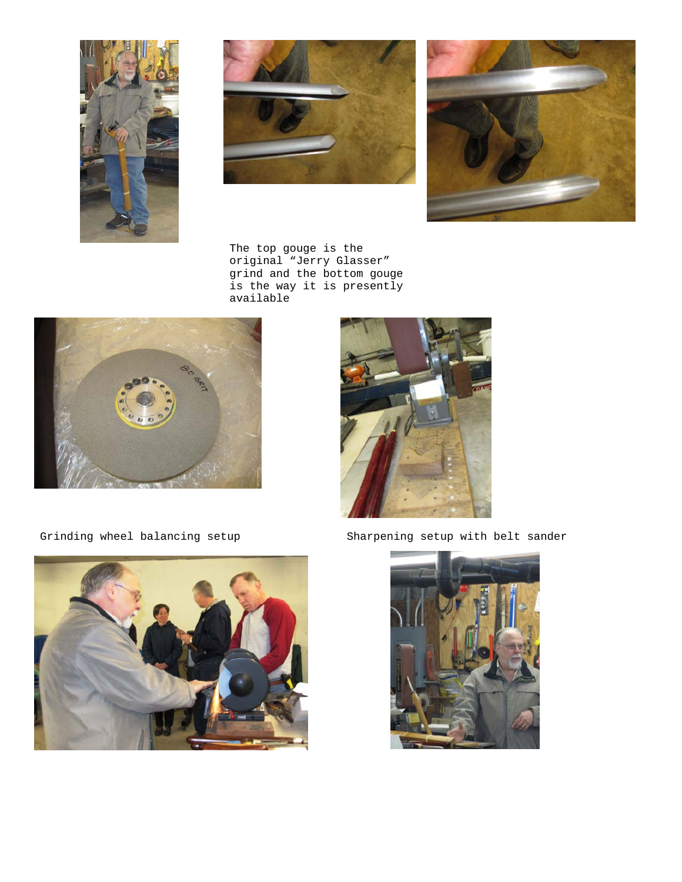The top gouge is the original “Jerry Glasser” grind and the bottom gouge is the way it is presently available

Grinding wheel balancing setup

Sharpening setup with belt sander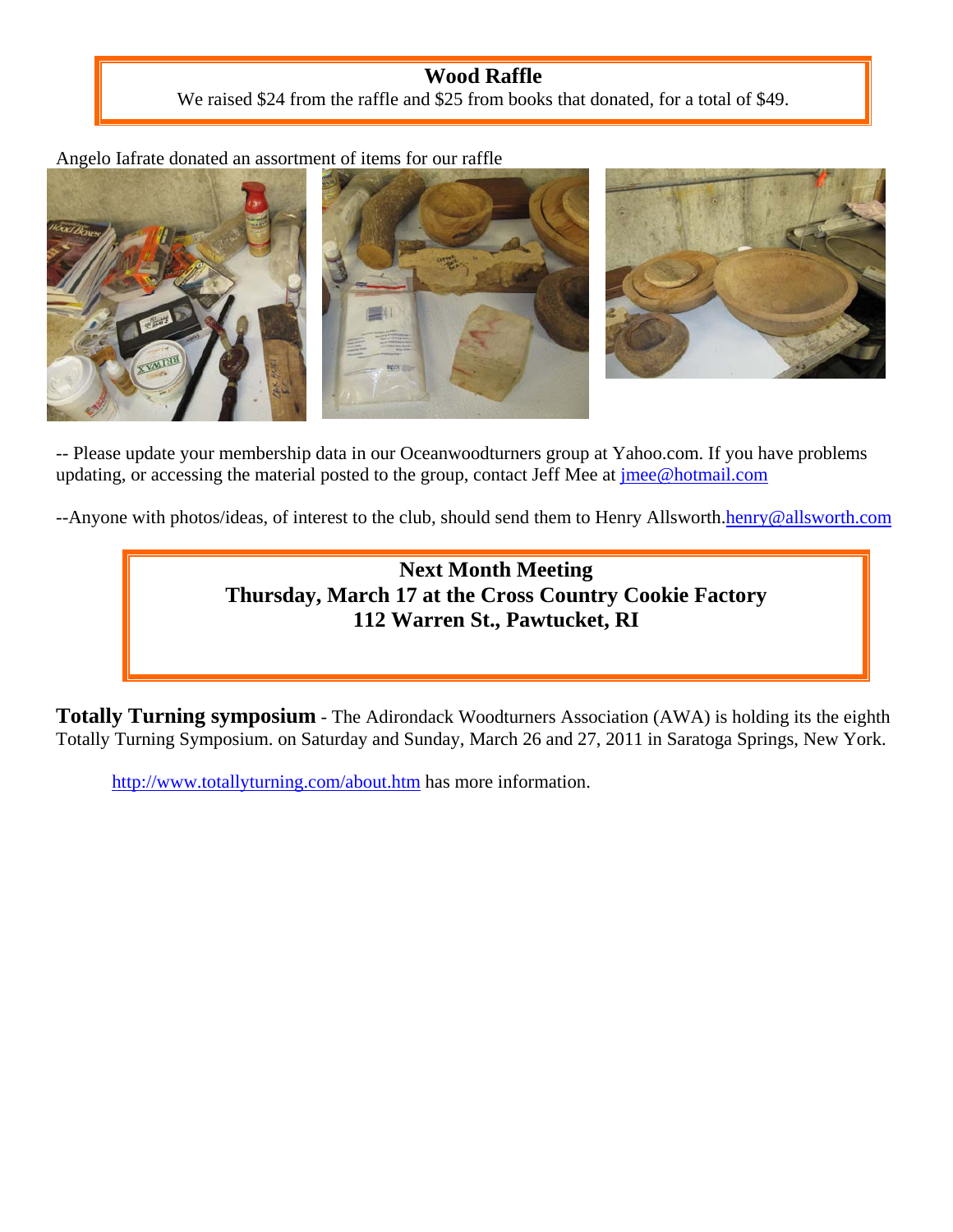**Wood Raffle**

We raised $24 from the raffle and $25 from books that donated, for a total of $49.

Angelo Iafrate donated an assortment of items for our raffle

-- Please update your membership data in our Oceanwoodturners group at Yahoo.com. If you have problems updating, or accessing the material posted to the group, contact Jeff Mee at jmee@hotmail.com

--Anyone with photos/ideas, of interest to the club, should send them to Henry Allsworth.henry@allsworth.com

**Next Month Meeting**
**Thursday, March 17 at the Cross Country Cookie Factory**
**112 Warren St., Pawtucket, RI**

**Totally Turning symposium** - The Adirondack Woodturners Association (AWA) is holding its the eighth Totally Turning Symposium. on Saturday and Sunday, March 26 and 27, 2011 in Saratoga Springs, New York.

http://www.totallyturning.com/about.htm has more information.